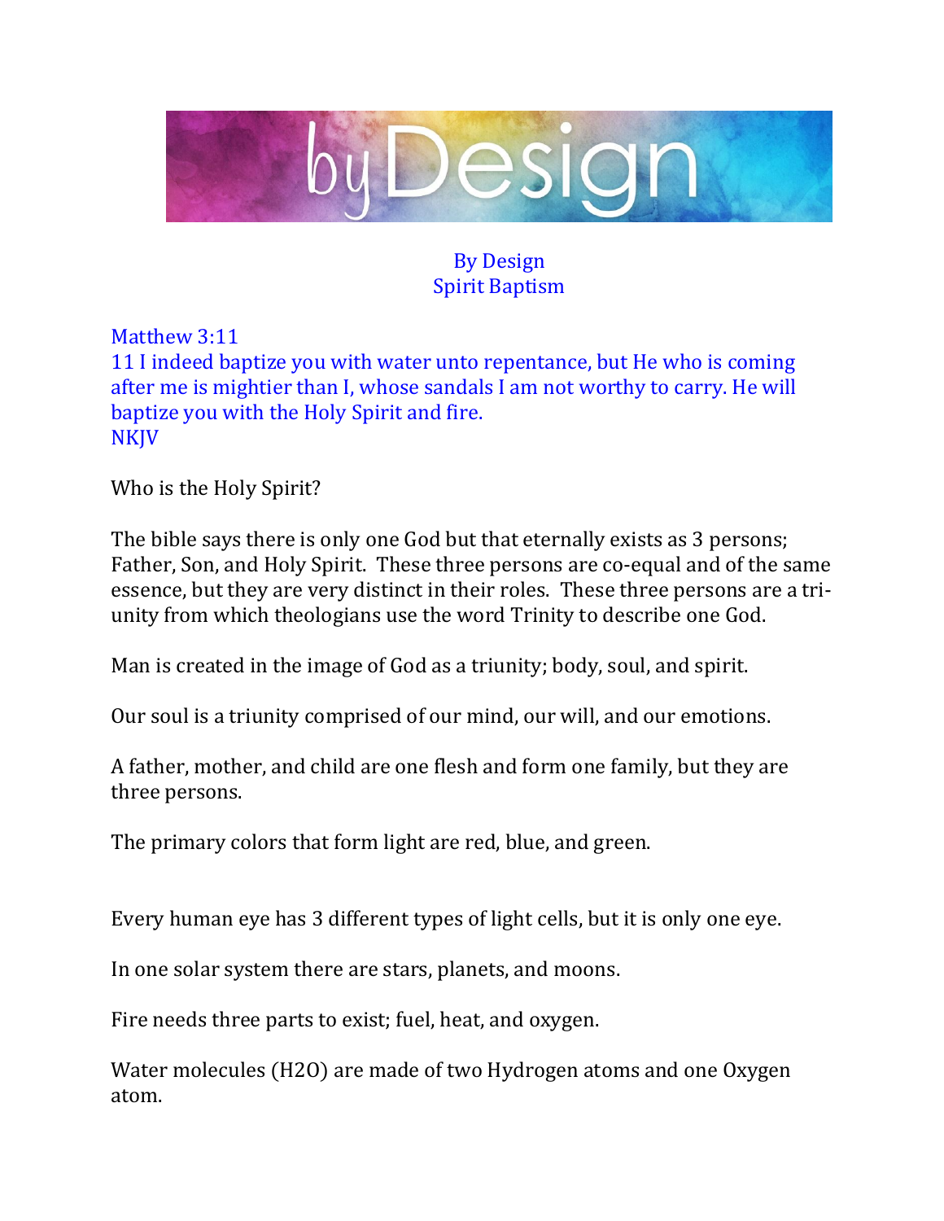# By Design
## Spirit Baptism

Matthew 3:11
11 I indeed baptize you with water unto repentance, but He who is coming after me is mightier than I, whose sandals I am not worthy to carry. He will baptize you with the Holy Spirit and fire.
NKJV

Who is the Holy Spirit?

The bible says there is only one God but that eternally exists as 3 persons; Father, Son, and Holy Spirit. These three persons are co-equal and of the same essence, but they are very distinct in their roles. These three persons are a tri-unity from which theologians use the word Trinity to describe one God.

Man is created in the image of God as a triunity; body, soul, and spirit.

Our soul is a triunity comprised of our mind, our will, and our emotions.

A father, mother, and child are one flesh and form one family, but they are three persons.

The primary colors that form light are red, blue, and green.

Every human eye has 3 different types of light cells, but it is only one eye.

In one solar system there are stars, planets, and moons.

Fire needs three parts to exist; fuel, heat, and oxygen.

Water molecules ($H_2O$) are made of two Hydrogen atoms and one Oxygen atom.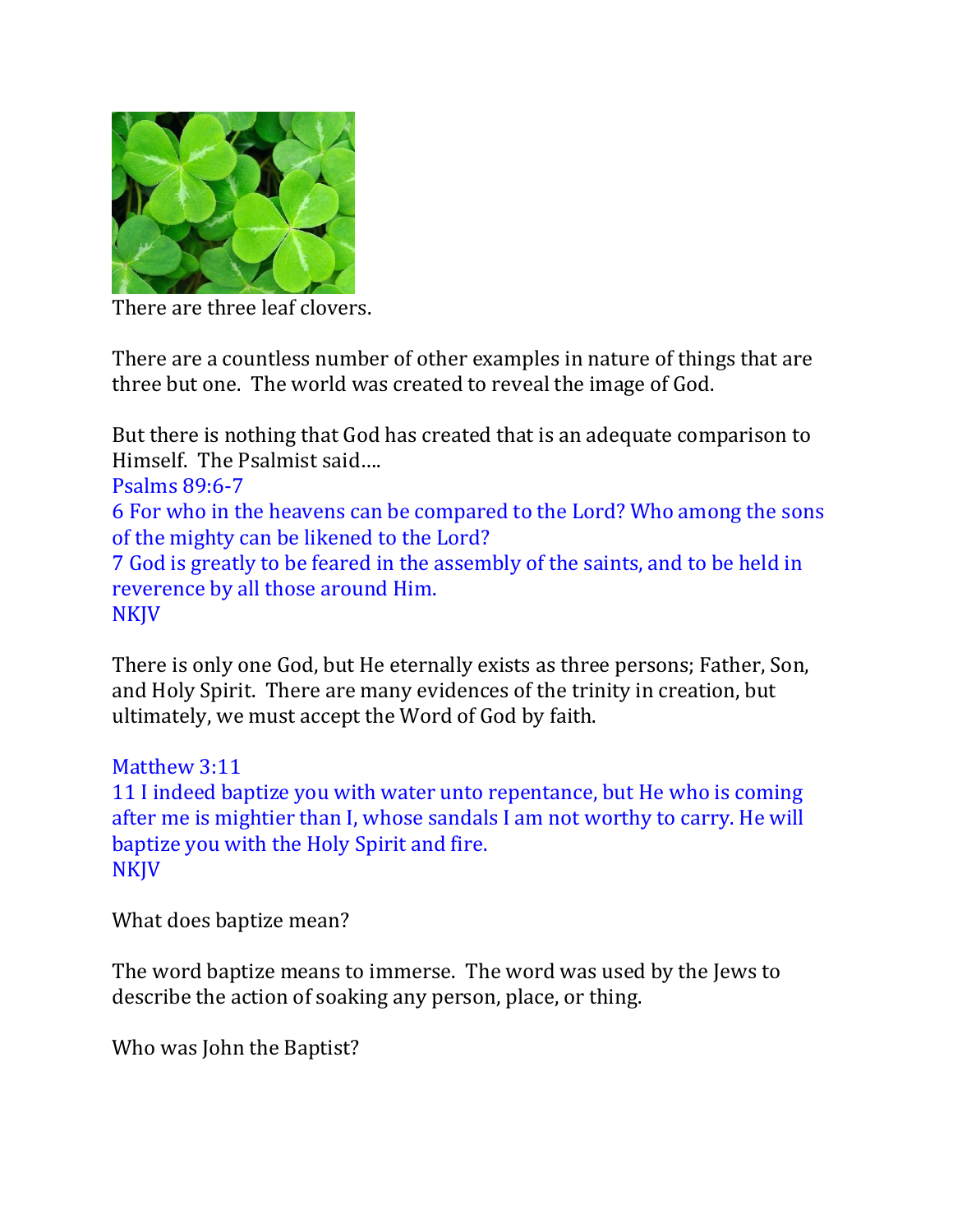There are three leaf clovers.

There are a countless number of other examples in nature of things that are three but one. The world was created to reveal the image of God.

But there is nothing that God has created that is an adequate comparison to Himself. The Psalmist said….

Psalms 89:6-7

6 For who in the heavens can be compared to the Lord? Who among the sons of the mighty can be likened to the Lord?

7 God is greatly to be feared in the assembly of the saints, and to be held in reverence by all those around Him.

NKJV

There is only one God, but He eternally exists as three persons; Father, Son, and Holy Spirit. There are many evidences of the trinity in creation, but ultimately, we must accept the Word of God by faith.

Matthew 3:11

11 I indeed baptize you with water unto repentance, but He who is coming after me is mightier than I, whose sandals I am not worthy to carry. He will baptize you with the Holy Spirit and fire.

NKJV

What does baptize mean?

The word baptize means to immerse. The word was used by the Jews to describe the action of soaking any person, place, or thing.

Who was John the Baptist?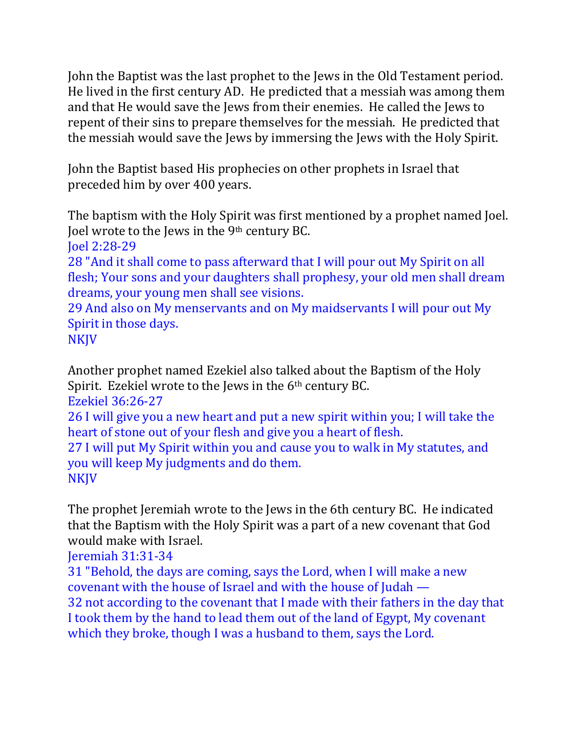John the Baptist was the last prophet to the Jews in the Old Testament period. He lived in the first century AD. He predicted that a messiah was among them and that He would save the Jews from their enemies. He called the Jews to repent of their sins to prepare themselves for the messiah. He predicted that the messiah would save the Jews by immersing the Jews with the Holy Spirit.

John the Baptist based His prophecies on other prophets in Israel that preceded him by over 400 years.

The baptism with the Holy Spirit was first mentioned by a prophet named Joel. Joel wrote to the Jews in the 9th century BC.

Joel 2:28-29
28 "And it shall come to pass afterward that I will pour out My Spirit on all flesh; Your sons and your daughters shall prophesy, your old men shall dream dreams, your young men shall see visions.
29 And also on My menservants and on My maidservants I will pour out My Spirit in those days.
NKJV

Another prophet named Ezekiel also talked about the Baptism of the Holy Spirit. Ezekiel wrote to the Jews in the 6th century BC.

Ezekiel 36:26-27
26 I will give you a new heart and put a new spirit within you; I will take the heart of stone out of your flesh and give you a heart of flesh.
27 I will put My Spirit within you and cause you to walk in My statutes, and you will keep My judgments and do them.
NKJV

The prophet Jeremiah wrote to the Jews in the 6th century BC. He indicated that the Baptism with the Holy Spirit was a part of a new covenant that God would make with Israel.

Jeremiah 31:31-34
31 "Behold, the days are coming, says the Lord, when I will make a new covenant with the house of Israel and with the house of Judah —
32 not according to the covenant that I made with their fathers in the day that I took them by the hand to lead them out of the land of Egypt, My covenant which they broke, though I was a husband to them, says the Lord.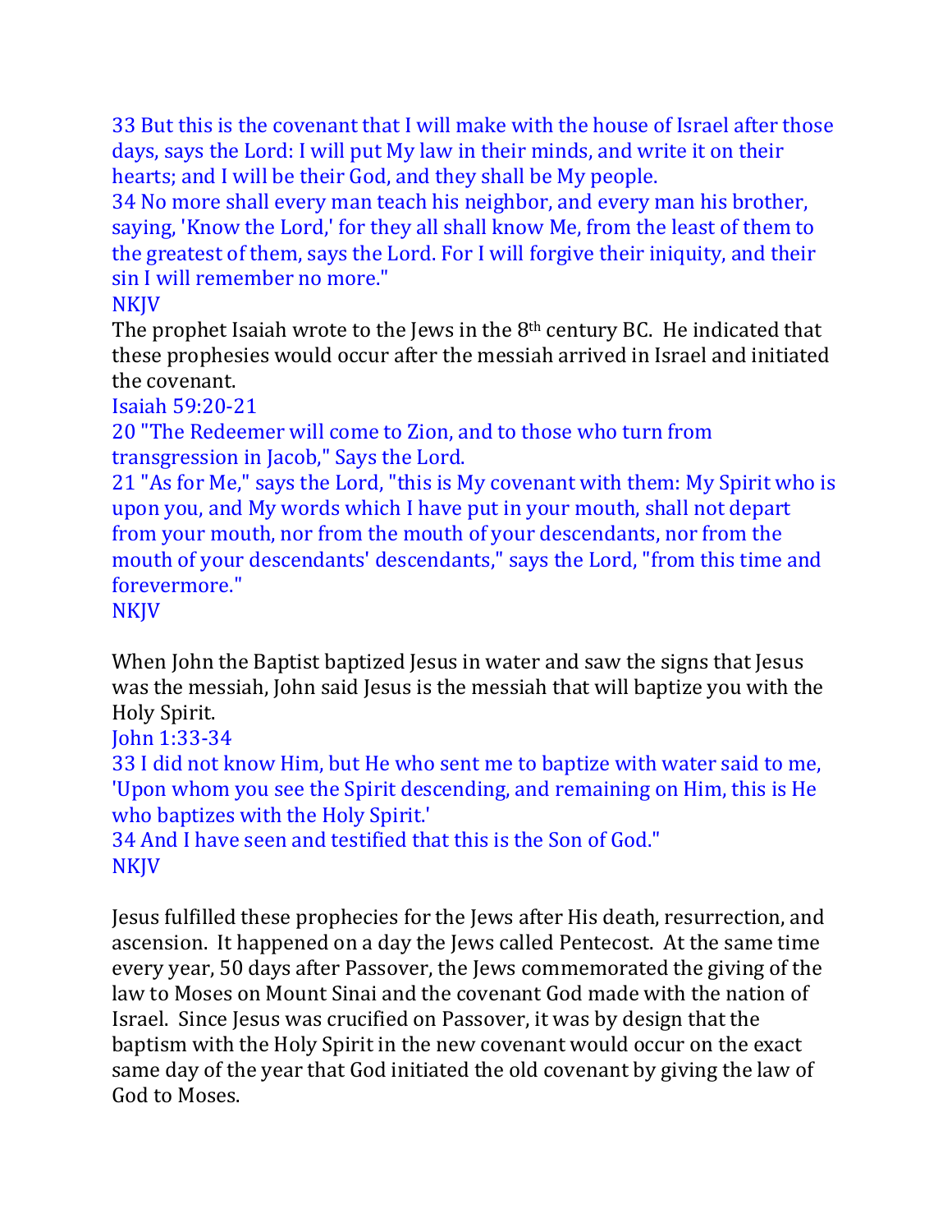33 But this is the covenant that I will make with the house of Israel after those days, says the Lord: I will put My law in their minds, and write it on their hearts; and I will be their God, and they shall be My people.
34 No more shall every man teach his neighbor, and every man his brother, saying, 'Know the Lord,' for they all shall know Me, from the least of them to the greatest of them, says the Lord. For I will forgive their iniquity, and their sin I will remember no more."
NKJV

The prophet Isaiah wrote to the Jews in the 8th century BC. He indicated that these prophesies would occur after the messiah arrived in Israel and initiated the covenant.

Isaiah 59:20-21
20 "The Redeemer will come to Zion, and to those who turn from transgression in Jacob," Says the Lord.
21 "As for Me," says the Lord, "this is My covenant with them: My Spirit who is upon you, and My words which I have put in your mouth, shall not depart from your mouth, nor from the mouth of your descendants, nor from the mouth of your descendants' descendants," says the Lord, "from this time and forevermore."
NKJV

When John the Baptist baptized Jesus in water and saw the signs that Jesus was the messiah, John said Jesus is the messiah that will baptize you with the Holy Spirit.

John 1:33-34
33 I did not know Him, but He who sent me to baptize with water said to me, 'Upon whom you see the Spirit descending, and remaining on Him, this is He who baptizes with the Holy Spirit.'
34 And I have seen and testified that this is the Son of God."
NKJV

Jesus fulfilled these prophecies for the Jews after His death, resurrection, and ascension. It happened on a day the Jews called Pentecost. At the same time every year, 50 days after Passover, the Jews commemorated the giving of the law to Moses on Mount Sinai and the covenant God made with the nation of Israel. Since Jesus was crucified on Passover, it was by design that the baptism with the Holy Spirit in the new covenant would occur on the exact same day of the year that God initiated the old covenant by giving the law of God to Moses.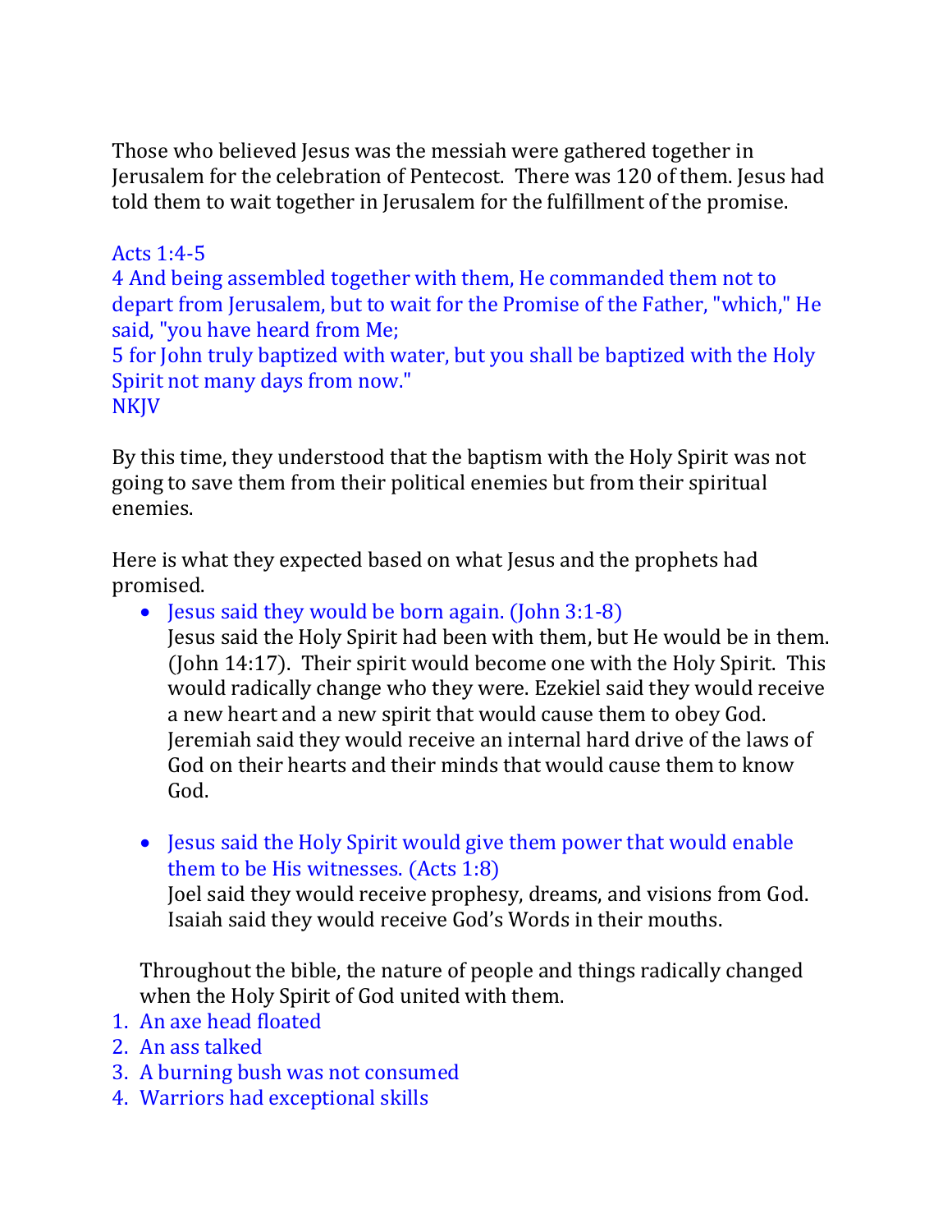Those who believed Jesus was the messiah were gathered together in Jerusalem for the celebration of Pentecost. There was 120 of them. Jesus had told them to wait together in Jerusalem for the fulfillment of the promise.

Acts 1:4-5
4 And being assembled together with them, He commanded them not to depart from Jerusalem, but to wait for the Promise of the Father, "which," He said, "you have heard from Me;
5 for John truly baptized with water, but you shall be baptized with the Holy Spirit not many days from now."
NKJV

By this time, they understood that the baptism with the Holy Spirit was not going to save them from their political enemies but from their spiritual enemies.

Here is what they expected based on what Jesus and the prophets had promised.

- Jesus said they would be born again. (John 3:1-8)
  Jesus said the Holy Spirit had been with them, but He would be in them. (John 14:17). Their spirit would become one with the Holy Spirit. This would radically change who they were. Ezekiel said they would receive a new heart and a new spirit that would cause them to obey God. Jeremiah said they would receive an internal hard drive of the laws of God on their hearts and their minds that would cause them to know God.

- Jesus said the Holy Spirit would give them power that would enable them to be His witnesses. (Acts 1:8)
  Joel said they would receive prophesy, dreams, and visions from God. Isaiah said they would receive God's Words in their mouths.

Throughout the bible, the nature of people and things radically changed when the Holy Spirit of God united with them.

1. An axe head floated
2. An ass talked
3. A burning bush was not consumed
4. Warriors had exceptional skills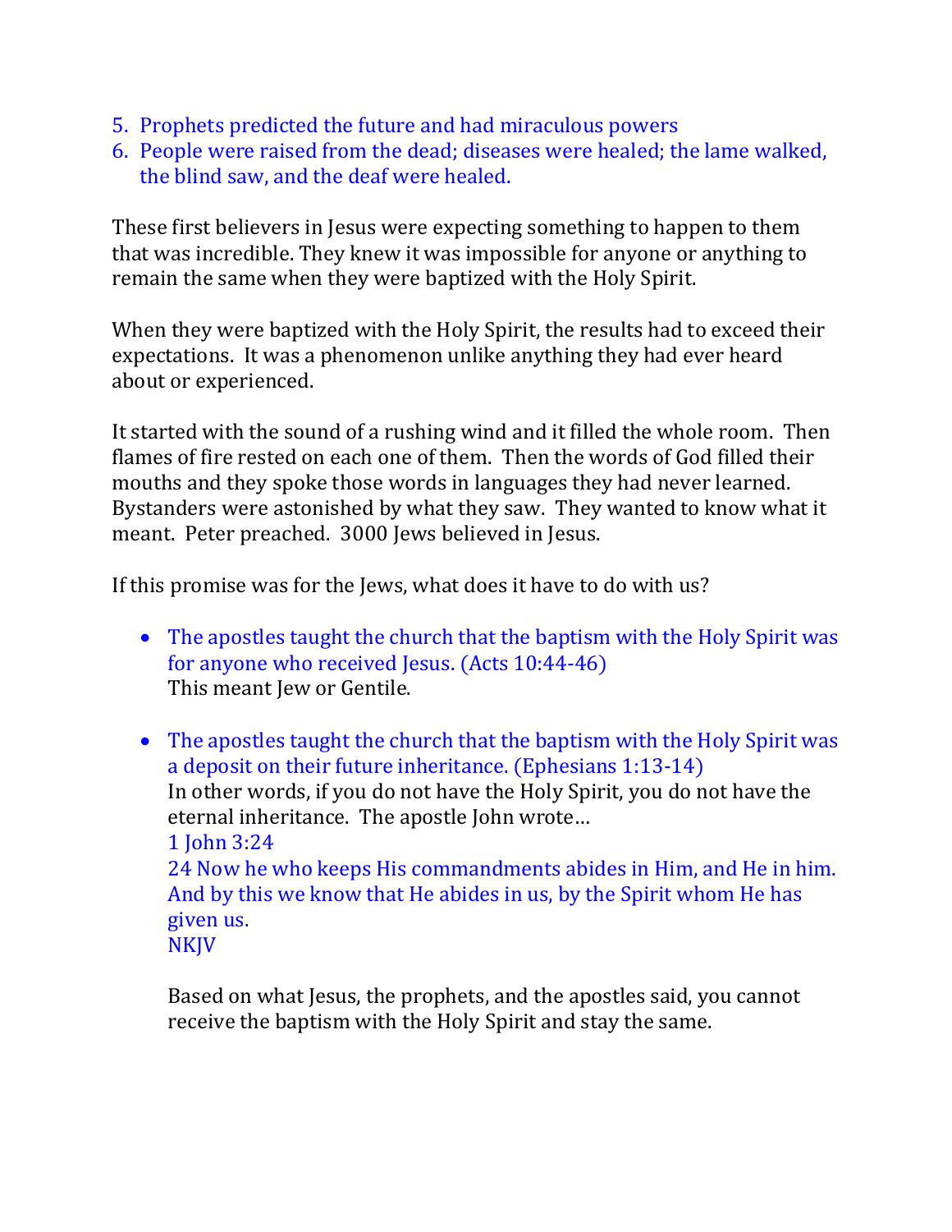5. Prophets predicted the future and had miraculous powers
6. People were raised from the dead; diseases were healed; the lame walked, the blind saw, and the deaf were healed.

These first believers in Jesus were expecting something to happen to them that was incredible. They knew it was impossible for anyone or anything to remain the same when they were baptized with the Holy Spirit.

When they were baptized with the Holy Spirit, the results had to exceed their expectations. It was a phenomenon unlike anything they had ever heard about or experienced.

It started with the sound of a rushing wind and it filled the whole room. Then flames of fire rested on each one of them. Then the words of God filled their mouths and they spoke those words in languages they had never learned. Bystanders were astonished by what they saw. They wanted to know what it meant. Peter preached. 3000 Jews believed in Jesus.

If this promise was for the Jews, what does it have to do with us?

- The apostles taught the church that the baptism with the Holy Spirit was for anyone who received Jesus. (Acts 10:44-46)
  This meant Jew or Gentile.

- The apostles taught the church that the baptism with the Holy Spirit was a deposit on their future inheritance. (Ephesians 1:13-14)
  In other words, if you do not have the Holy Spirit, you do not have the eternal inheritance. The apostle John wrote…
  1 John 3:24
  24 Now he who keeps His commandments abides in Him, and He in him. And by this we know that He abides in us, by the Spirit whom He has given us.
  NKJV

  Based on what Jesus, the prophets, and the apostles said, you cannot receive the baptism with the Holy Spirit and stay the same.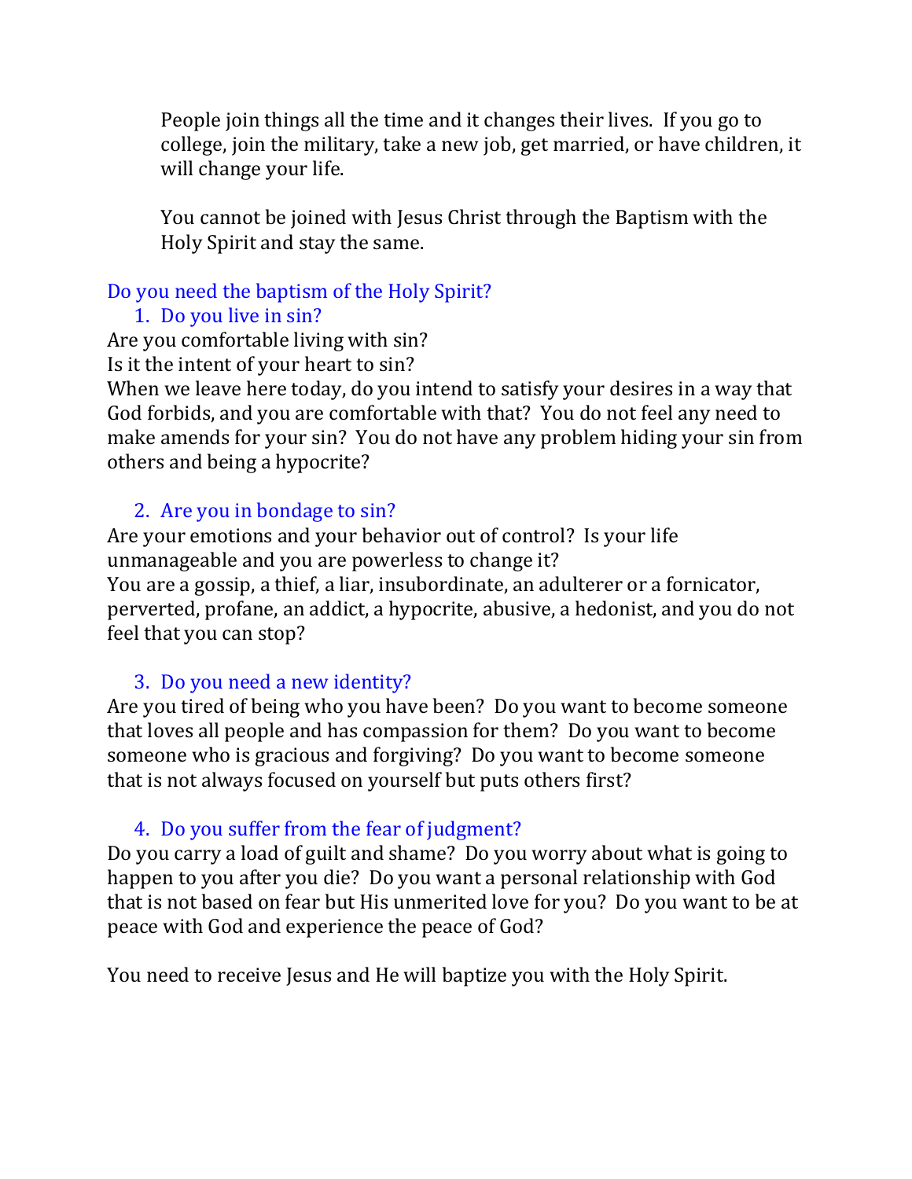People join things all the time and it changes their lives. If you go to college, join the military, take a new job, get married, or have children, it will change your life.

You cannot be joined with Jesus Christ through the Baptism with the Holy Spirit and stay the same.

## Do you need the baptism of the Holy Spirit?

### 1. Do you live in sin?

Are you comfortable living with sin?
Is it the intent of your heart to sin?
When we leave here today, do you intend to satisfy your desires in a way that God forbids, and you are comfortable with that? You do not feel any need to make amends for your sin? You do not have any problem hiding your sin from others and being a hypocrite?

### 2. Are you in bondage to sin?

Are your emotions and your behavior out of control? Is your life unmanageable and you are powerless to change it?
You are a gossip, a thief, a liar, insubordinate, an adulterer or a fornicator, perverted, profane, an addict, a hypocrite, abusive, a hedonist, and you do not feel that you can stop?

### 3. Do you need a new identity?

Are you tired of being who you have been? Do you want to become someone that loves all people and has compassion for them? Do you want to become someone who is gracious and forgiving? Do you want to become someone that is not always focused on yourself but puts others first?

### 4. Do you suffer from the fear of judgment?

Do you carry a load of guilt and shame? Do you worry about what is going to happen to you after you die? Do you want a personal relationship with God that is not based on fear but His unmerited love for you? Do you want to be at peace with God and experience the peace of God?

You need to receive Jesus and He will baptize you with the Holy Spirit.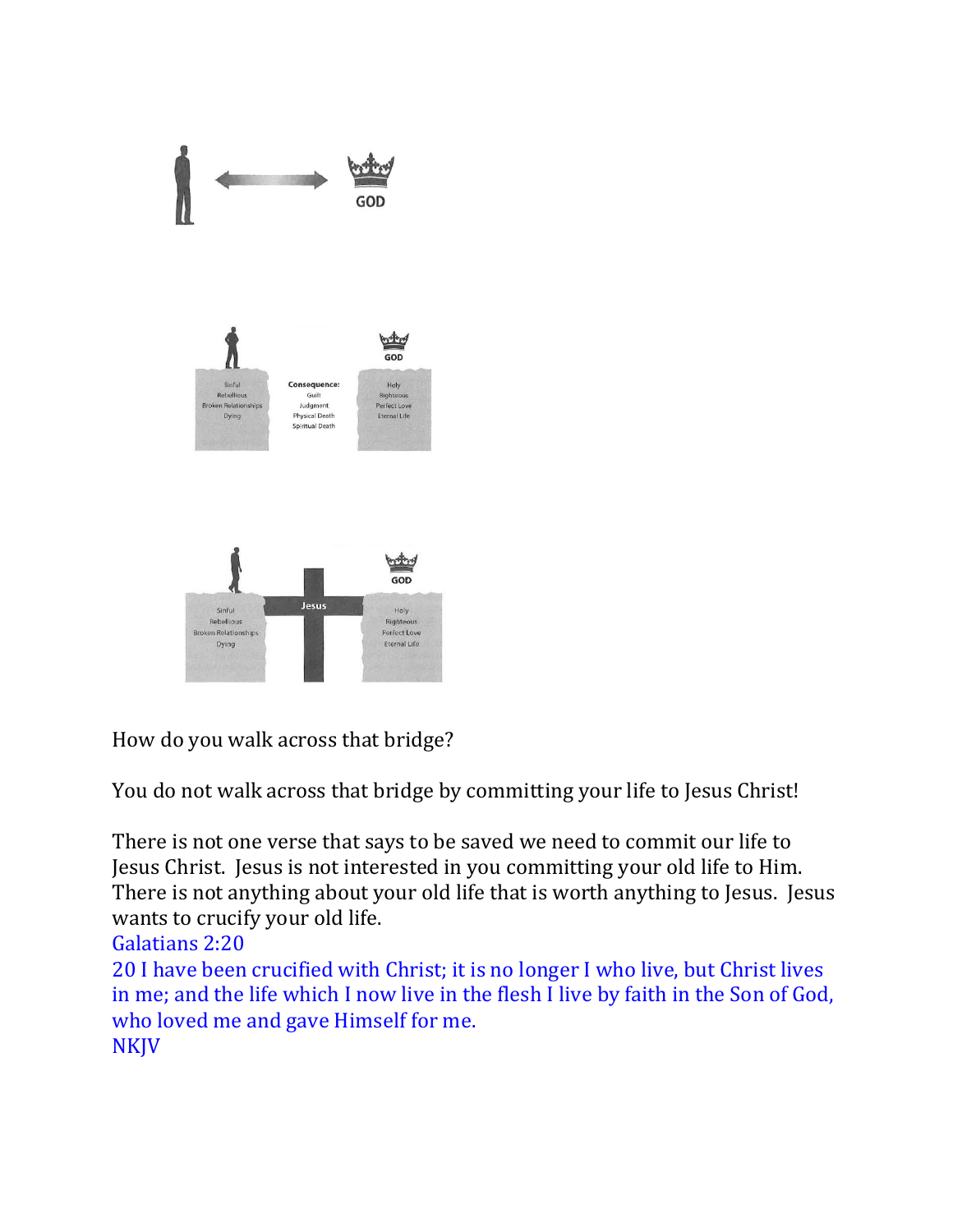How do you walk across that bridge?

You do not walk across that bridge by committing your life to Jesus Christ!

There is not one verse that says to be saved we need to commit our life to Jesus Christ. Jesus is not interested in you committing your old life to Him. There is not anything about your old life that is worth anything to Jesus. Jesus wants to crucify your old life.

Galatians 2:20

20 I have been crucified with Christ; it is no longer I who live, but Christ lives in me; and the life which I now live in the flesh I live by faith in the Son of God, who loved me and gave Himself for me.

NKJV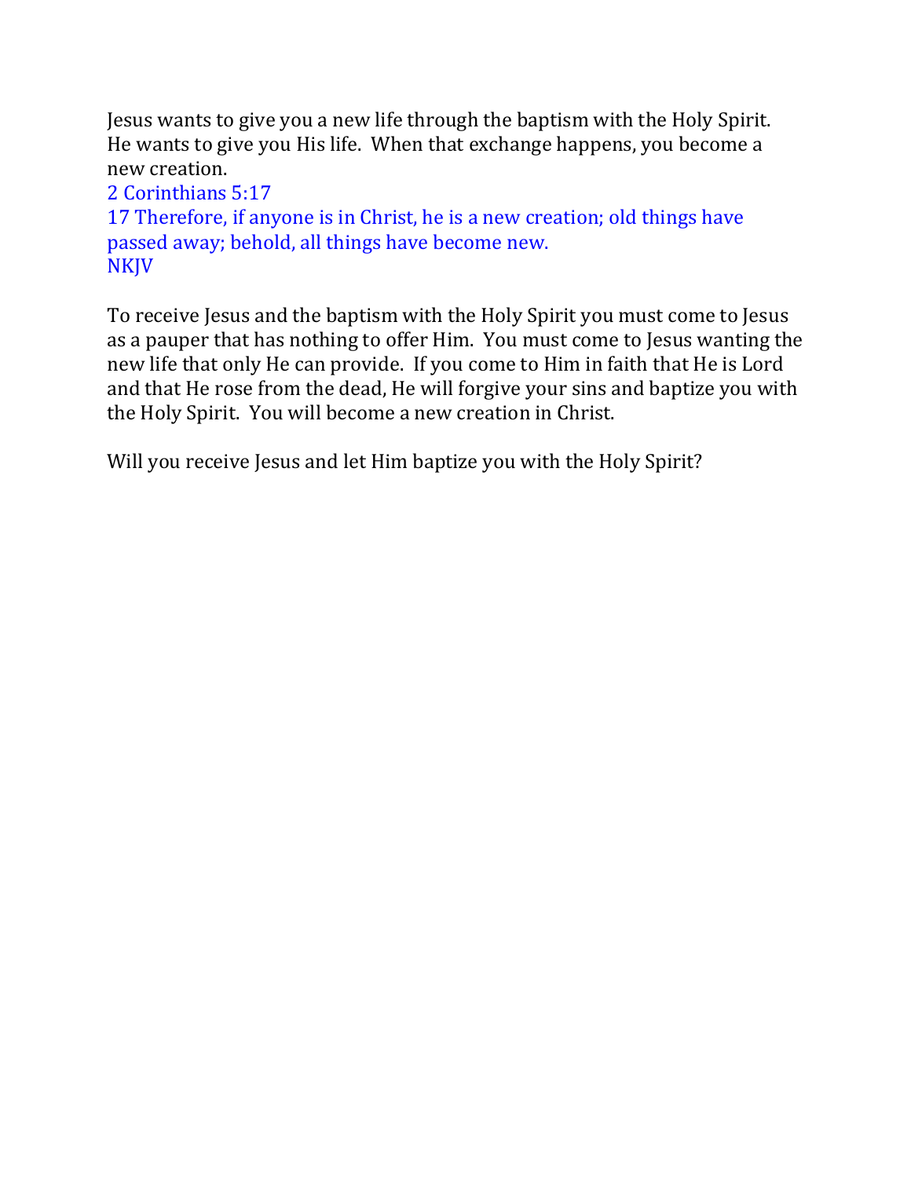Jesus wants to give you a new life through the baptism with the Holy Spirit. He wants to give you His life. When that exchange happens, you become a new creation.

2 Corinthians 5:17
17 Therefore, if anyone is in Christ, he is a new creation; old things have passed away; behold, all things have become new.
NKJV

To receive Jesus and the baptism with the Holy Spirit you must come to Jesus as a pauper that has nothing to offer Him. You must come to Jesus wanting the new life that only He can provide. If you come to Him in faith that He is Lord and that He rose from the dead, He will forgive your sins and baptize you with the Holy Spirit. You will become a new creation in Christ.

Will you receive Jesus and let Him baptize you with the Holy Spirit?